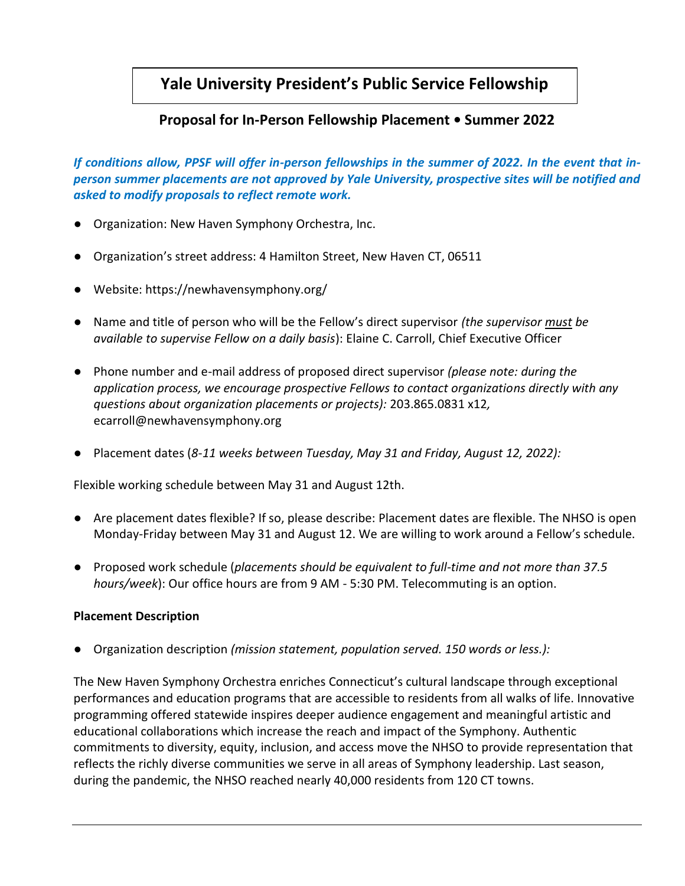# Yale University President's Public Service Fellowship

## Proposal for In-Person Fellowship Placement • Summer 2022

***If conditions allow, PPSF will offer in-person fellowships in the summer of 2022. In the event that in-person summer placements are not approved by Yale University, prospective sites will be notified and asked to modify proposals to reflect remote work.***

- Organization: New Haven Symphony Orchestra, Inc.
- Organization's street address: 4 Hamilton Street, New Haven CT, 06511
- Website: https://newhavensymphony.org/
- Name and title of person who will be the Fellow's direct supervisor *(the supervisor must be available to supervise Fellow on a daily basis*): Elaine C. Carroll, Chief Executive Officer
- Phone number and e-mail address of proposed direct supervisor *(please note: during the application process, we encourage prospective Fellows to contact organizations directly with any questions about organization placements or projects):* 203.865.0831 x12, ecarroll@newhavensymphony.org
- Placement dates (*8-11 weeks between Tuesday, May 31 and Friday, August 12, 2022):*

Flexible working schedule between May 31 and August 12th.

- Are placement dates flexible? If so, please describe: Placement dates are flexible. The NHSO is open Monday-Friday between May 31 and August 12. We are willing to work around a Fellow's schedule.
- Proposed work schedule (*placements should be equivalent to full-time and not more than 37.5 hours/week*): Our office hours are from 9 AM - 5:30 PM. Telecommuting is an option.

**Placement Description**

- Organization description *(mission statement, population served. 150 words or less.):*

The New Haven Symphony Orchestra enriches Connecticut's cultural landscape through exceptional performances and education programs that are accessible to residents from all walks of life. Innovative programming offered statewide inspires deeper audience engagement and meaningful artistic and educational collaborations which increase the reach and impact of the Symphony. Authentic commitments to diversity, equity, inclusion, and access move the NHSO to provide representation that reflects the richly diverse communities we serve in all areas of Symphony leadership. Last season, during the pandemic, the NHSO reached nearly 40,000 residents from 120 CT towns.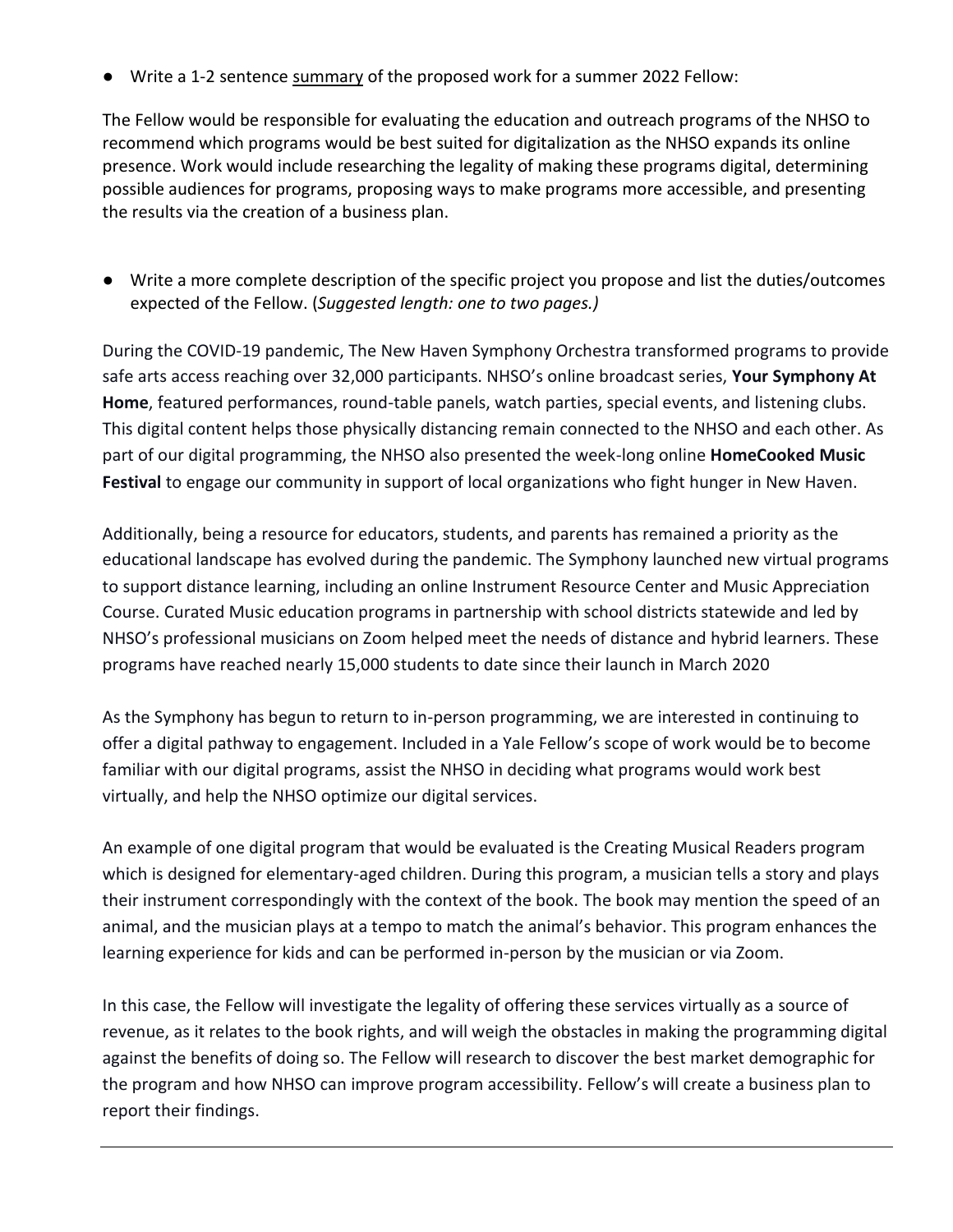- Write a 1-2 sentence <u>summary</u> of the proposed work for a summer 2022 Fellow:

The Fellow would be responsible for evaluating the education and outreach programs of the NHSO to recommend which programs would be best suited for digitalization as the NHSO expands its online presence. Work would include researching the legality of making these programs digital, determining possible audiences for programs, proposing ways to make programs more accessible, and presenting the results via the creation of a business plan.

- Write a more complete description of the specific project you propose and list the duties/outcomes expected of the Fellow. (*Suggested length: one to two pages.)*

During the COVID-19 pandemic, The New Haven Symphony Orchestra transformed programs to provide safe arts access reaching over 32,000 participants. NHSO's online broadcast series, **Your Symphony At Home**, featured performances, round-table panels, watch parties, special events, and listening clubs. This digital content helps those physically distancing remain connected to the NHSO and each other. As part of our digital programming, the NHSO also presented the week-long online **HomeCooked Music Festival** to engage our community in support of local organizations who fight hunger in New Haven.

Additionally, being a resource for educators, students, and parents has remained a priority as the educational landscape has evolved during the pandemic. The Symphony launched new virtual programs to support distance learning, including an online Instrument Resource Center and Music Appreciation Course. Curated Music education programs in partnership with school districts statewide and led by NHSO's professional musicians on Zoom helped meet the needs of distance and hybrid learners. These programs have reached nearly 15,000 students to date since their launch in March 2020

As the Symphony has begun to return to in-person programming, we are interested in continuing to offer a digital pathway to engagement. Included in a Yale Fellow's scope of work would be to become familiar with our digital programs, assist the NHSO in deciding what programs would work best virtually, and help the NHSO optimize our digital services.

An example of one digital program that would be evaluated is the Creating Musical Readers program which is designed for elementary-aged children. During this program, a musician tells a story and plays their instrument correspondingly with the context of the book. The book may mention the speed of an animal, and the musician plays at a tempo to match the animal's behavior. This program enhances the learning experience for kids and can be performed in-person by the musician or via Zoom.

In this case, the Fellow will investigate the legality of offering these services virtually as a source of revenue, as it relates to the book rights, and will weigh the obstacles in making the programming digital against the benefits of doing so. The Fellow will research to discover the best market demographic for the program and how NHSO can improve program accessibility. Fellow's will create a business plan to report their findings.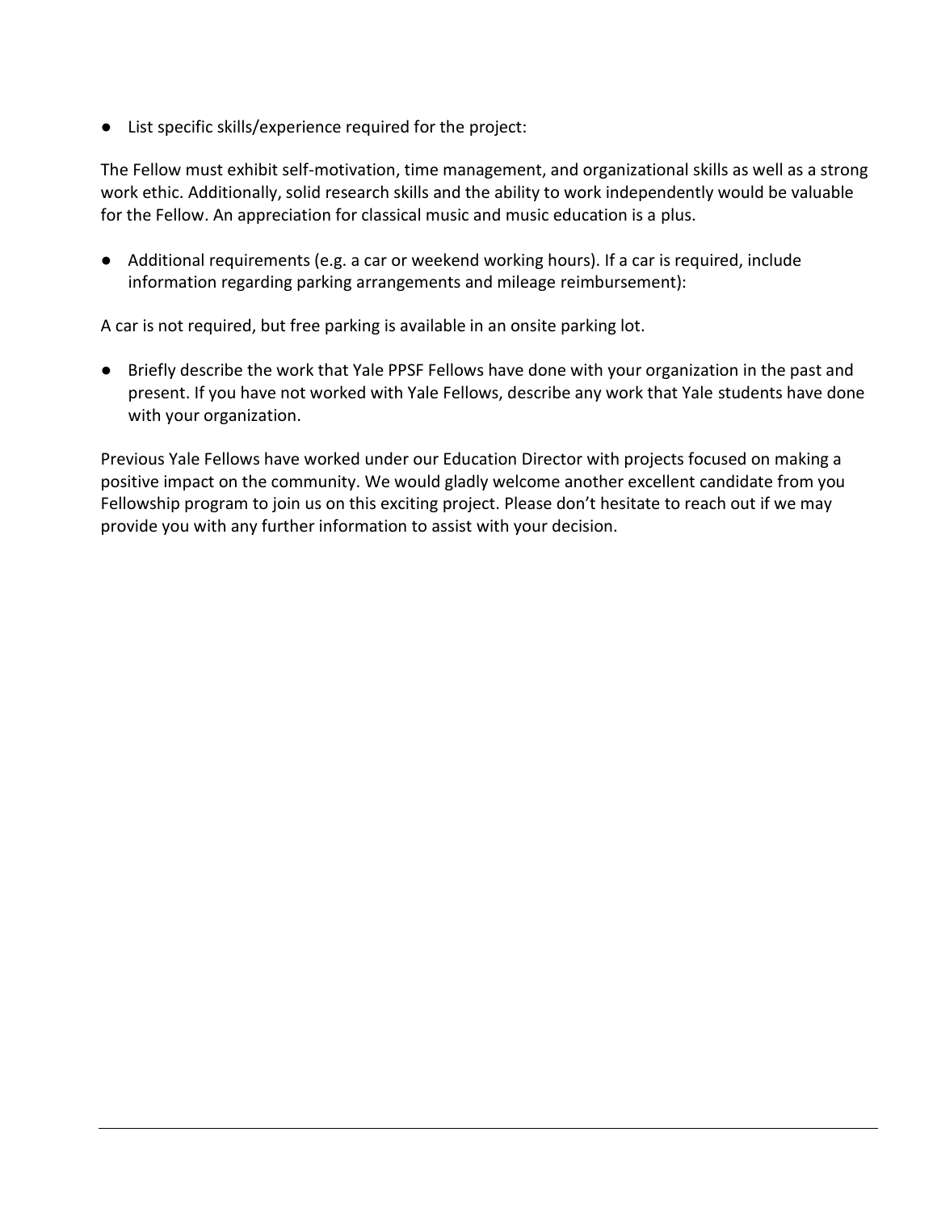- List specific skills/experience required for the project:

The Fellow must exhibit self-motivation, time management, and organizational skills as well as a strong work ethic. Additionally, solid research skills and the ability to work independently would be valuable for the Fellow. An appreciation for classical music and music education is a plus.

- Additional requirements (e.g. a car or weekend working hours). If a car is required, include information regarding parking arrangements and mileage reimbursement):

A car is not required, but free parking is available in an onsite parking lot.

- Briefly describe the work that Yale PPSF Fellows have done with your organization in the past and present. If you have not worked with Yale Fellows, describe any work that Yale students have done with your organization.

Previous Yale Fellows have worked under our Education Director with projects focused on making a positive impact on the community. We would gladly welcome another excellent candidate from you Fellowship program to join us on this exciting project. Please don't hesitate to reach out if we may provide you with any further information to assist with your decision.